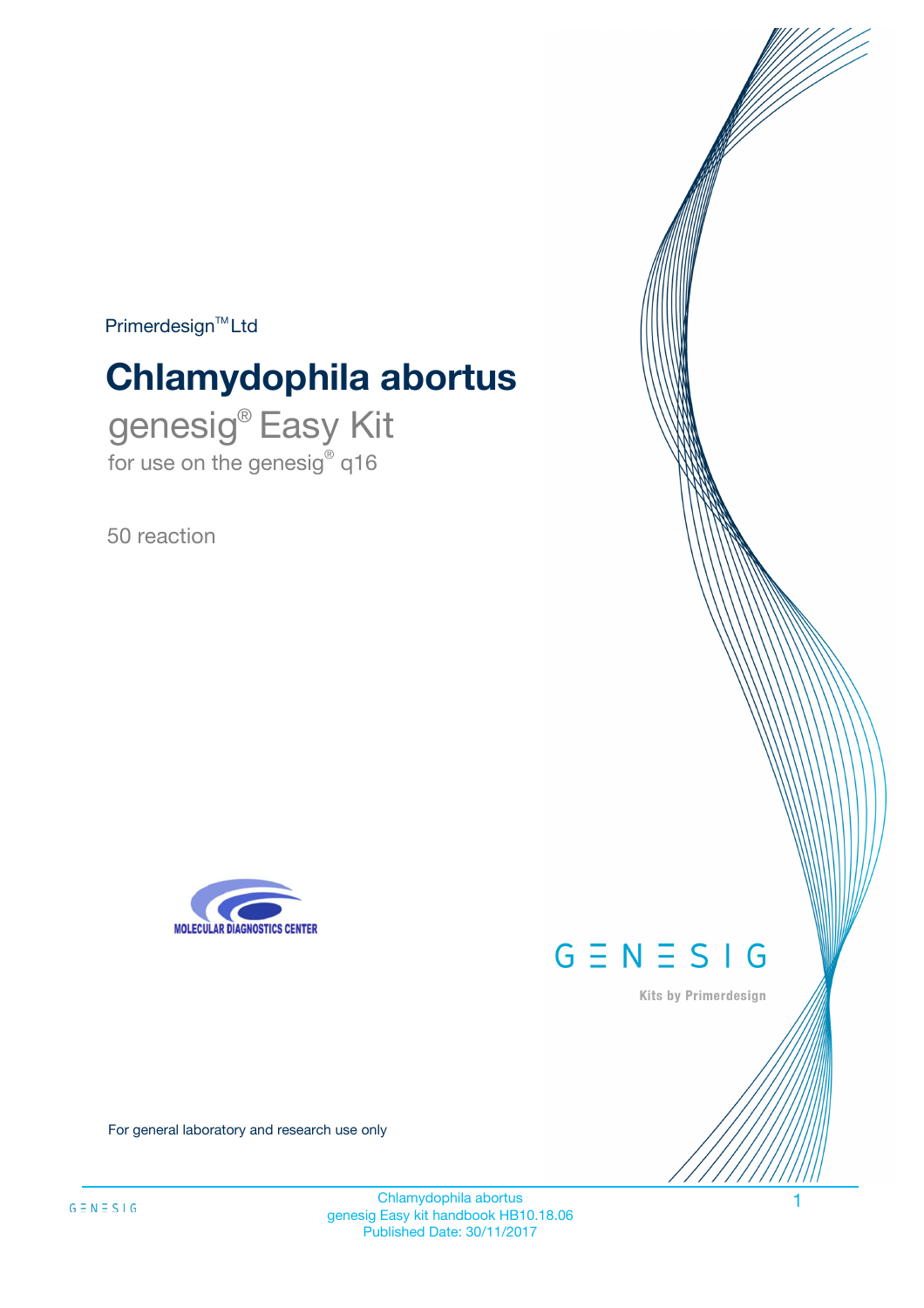Primerdesign™ Ltd

# Chlamydophila abortus

## genesig® Easy Kit

for use on the genesig® q16

50 reaction

MOLECULAR DIAGNOSTICS CENTER

GENESIG

Kits by Primerdesign

For general laboratory and research use only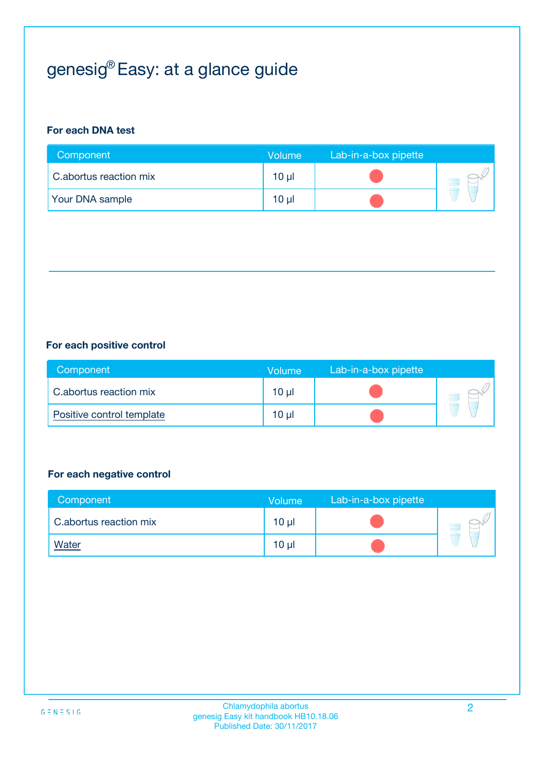# genesig® Easy: at a glance guide

**For each DNA test**

| Component | Volume | Lab-in-a-box pipette |
|---|---|---|
| C.abortus reaction mix | 10 µl | |
| Your DNA sample | 10 µl | |

**For each positive control**

| Component | Volume | Lab-in-a-box pipette |
|---|---|---|
| C.abortus reaction mix | 10 µl | |
| Positive control template | 10 µl | |

**For each negative control**

| Component | Volume | Lab-in-a-box pipette |
|---|---|---|
| C.abortus reaction mix | 10 µl | |
| Water | 10 µl | |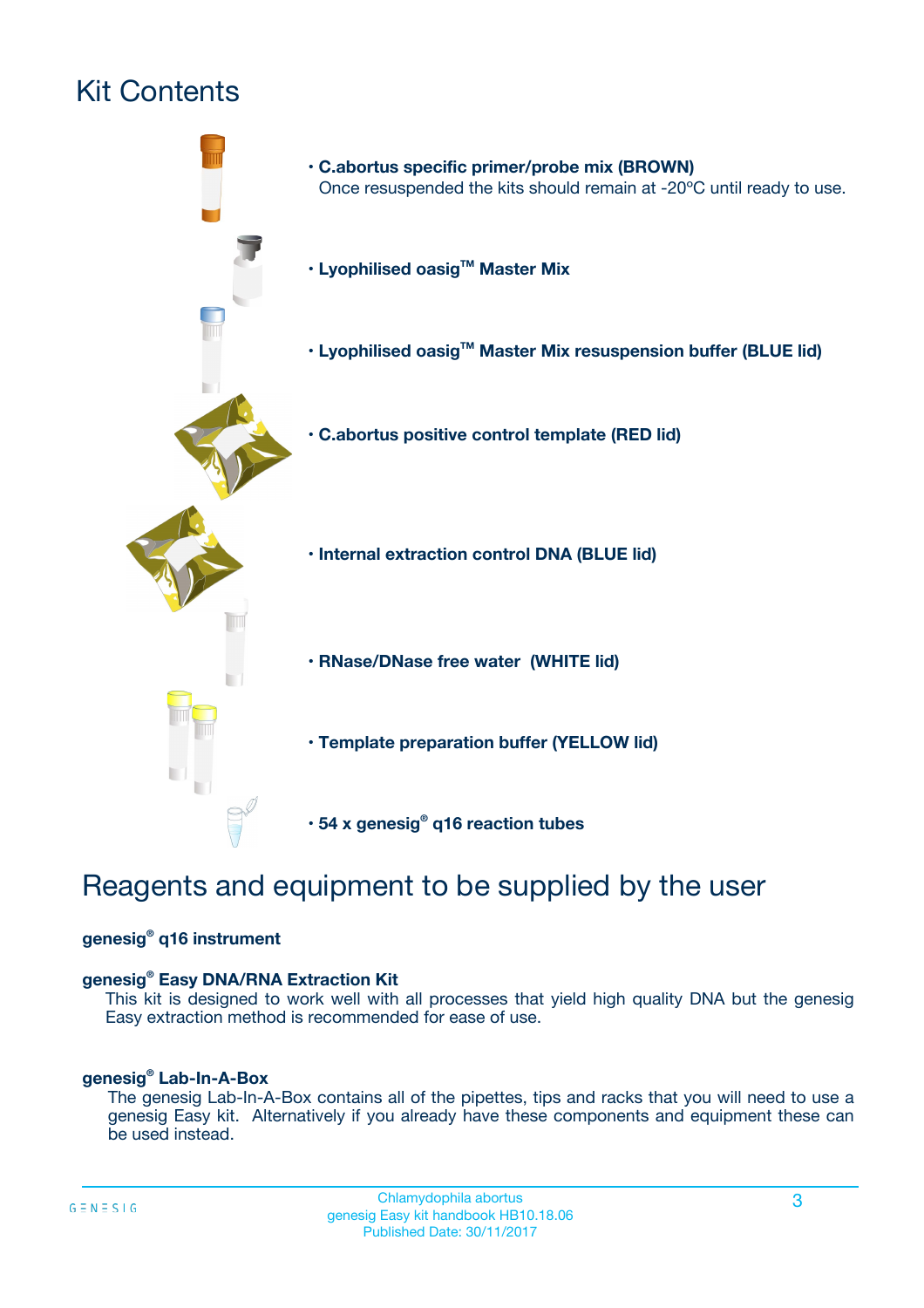# Kit Contents

- **C.abortus specific primer/probe mix (BROWN)**
  Once resuspended the kits should remain at -20ºC until ready to use.
- **Lyophilised oasig™ Master Mix**
- **Lyophilised oasig™ Master Mix resuspension buffer (BLUE lid)**
- **C.abortus positive control template (RED lid)**
- **Internal extraction control DNA (BLUE lid)**
- **RNase/DNase free water (WHITE lid)**
- **Template preparation buffer (YELLOW lid)**
- **54 x genesig® q16 reaction tubes**

# Reagents and equipment to be supplied by the user

**genesig® q16 instrument**

**genesig® Easy DNA/RNA Extraction Kit**
This kit is designed to work well with all processes that yield high quality DNA but the genesig Easy extraction method is recommended for ease of use.

**genesig® Lab-In-A-Box**
The genesig Lab-In-A-Box contains all of the pipettes, tips and racks that you will need to use a genesig Easy kit. Alternatively if you already have these components and equipment these can be used instead.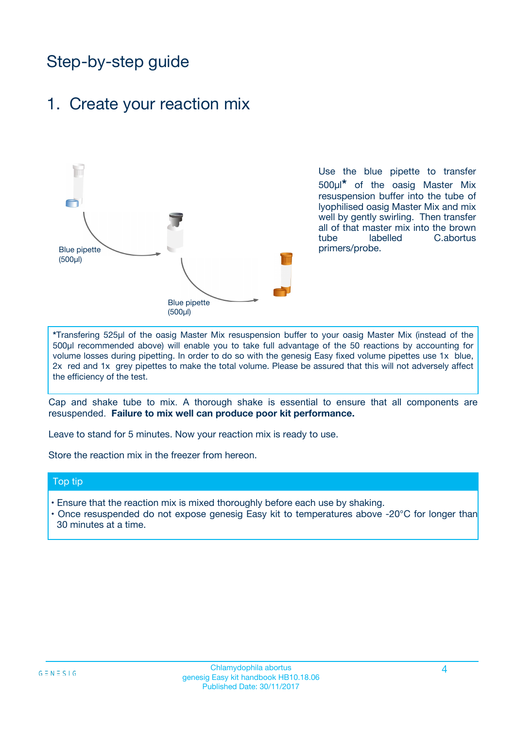# Step-by-step guide

## 1. Create your reaction mix

Blue pipette (500µl)

Blue pipette (500µl)

Use the blue pipette to transfer 500µl* of the oasig Master Mix resuspension buffer into the tube of lyophilised oasig Master Mix and mix well by gently swirling. Then transfer all of that master mix into the brown tube labelled C.abortus primers/probe.

*Transfering 525µl of the oasig Master Mix resuspension buffer to your oasig Master Mix (instead of the 500µl recommended above) will enable you to take full advantage of the 50 reactions by accounting for volume losses during pipetting. In order to do so with the genesig Easy fixed volume pipettes use 1x blue, 2x red and 1x grey pipettes to make the total volume. Please be assured that this will not adversely affect the efficiency of the test.

Cap and shake tube to mix. A thorough shake is essential to ensure that all components are resuspended. **Failure to mix well can produce poor kit performance.**

Leave to stand for 5 minutes. Now your reaction mix is ready to use.

Store the reaction mix in the freezer from hereon.

**Top tip**

- Ensure that the reaction mix is mixed thoroughly before each use by shaking.
- Once resuspended do not expose genesig Easy kit to temperatures above -20°C for longer than 30 minutes at a time.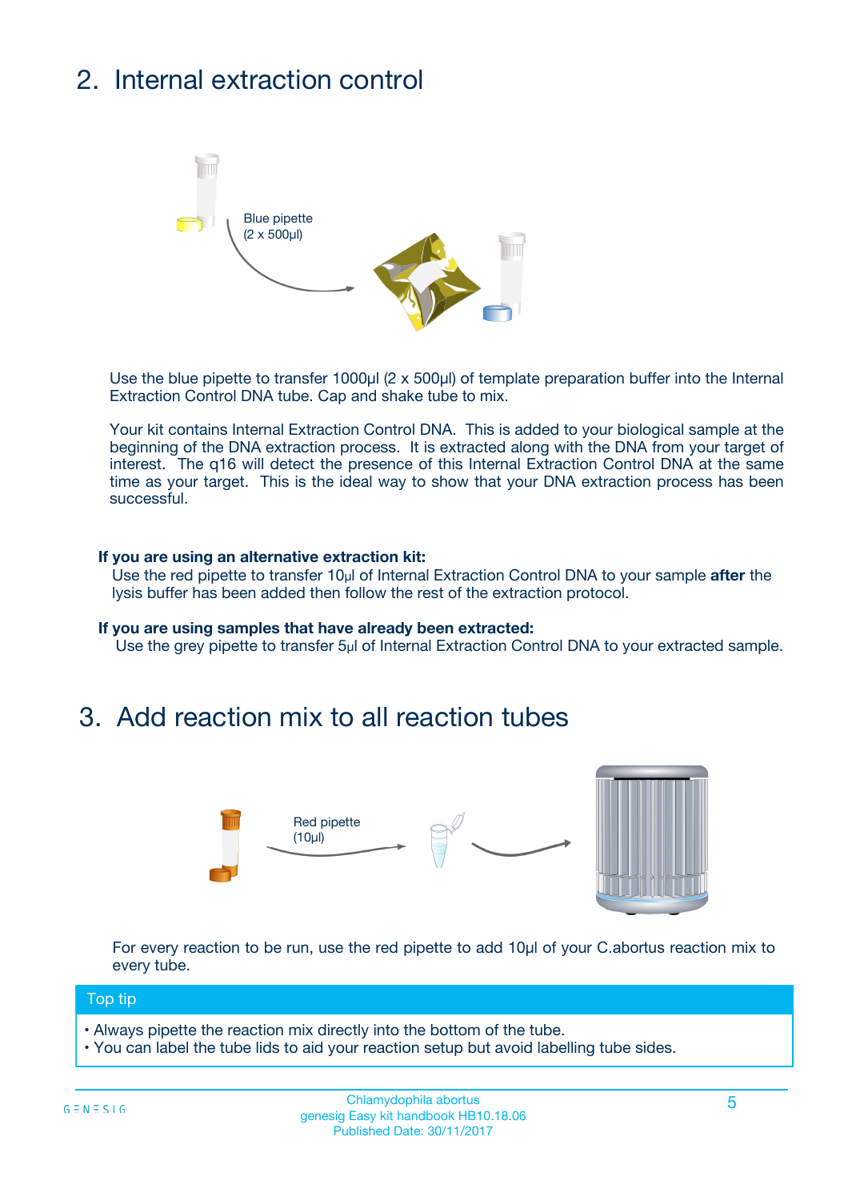## 2. Internal extraction control

Blue pipette
(2 x 500µl)

Use the blue pipette to transfer 1000µl (2 x 500µl) of template preparation buffer into the Internal Extraction Control DNA tube. Cap and shake tube to mix.

Your kit contains Internal Extraction Control DNA. This is added to your biological sample at the beginning of the DNA extraction process. It is extracted along with the DNA from your target of interest. The q16 will detect the presence of this Internal Extraction Control DNA at the same time as your target. This is the ideal way to show that your DNA extraction process has been successful.

**If you are using an alternative extraction kit:**

Use the red pipette to transfer 10µl of Internal Extraction Control DNA to your sample **after** the lysis buffer has been added then follow the rest of the extraction protocol.

**If you are using samples that have already been extracted:**

Use the grey pipette to transfer 5µl of Internal Extraction Control DNA to your extracted sample.

## 3. Add reaction mix to all reaction tubes

Red pipette
(10µl)

For every reaction to be run, use the red pipette to add 10µl of your C.abortus reaction mix to every tube.

**Top tip**

- Always pipette the reaction mix directly into the bottom of the tube.
- You can label the tube lids to aid your reaction setup but avoid labelling tube sides.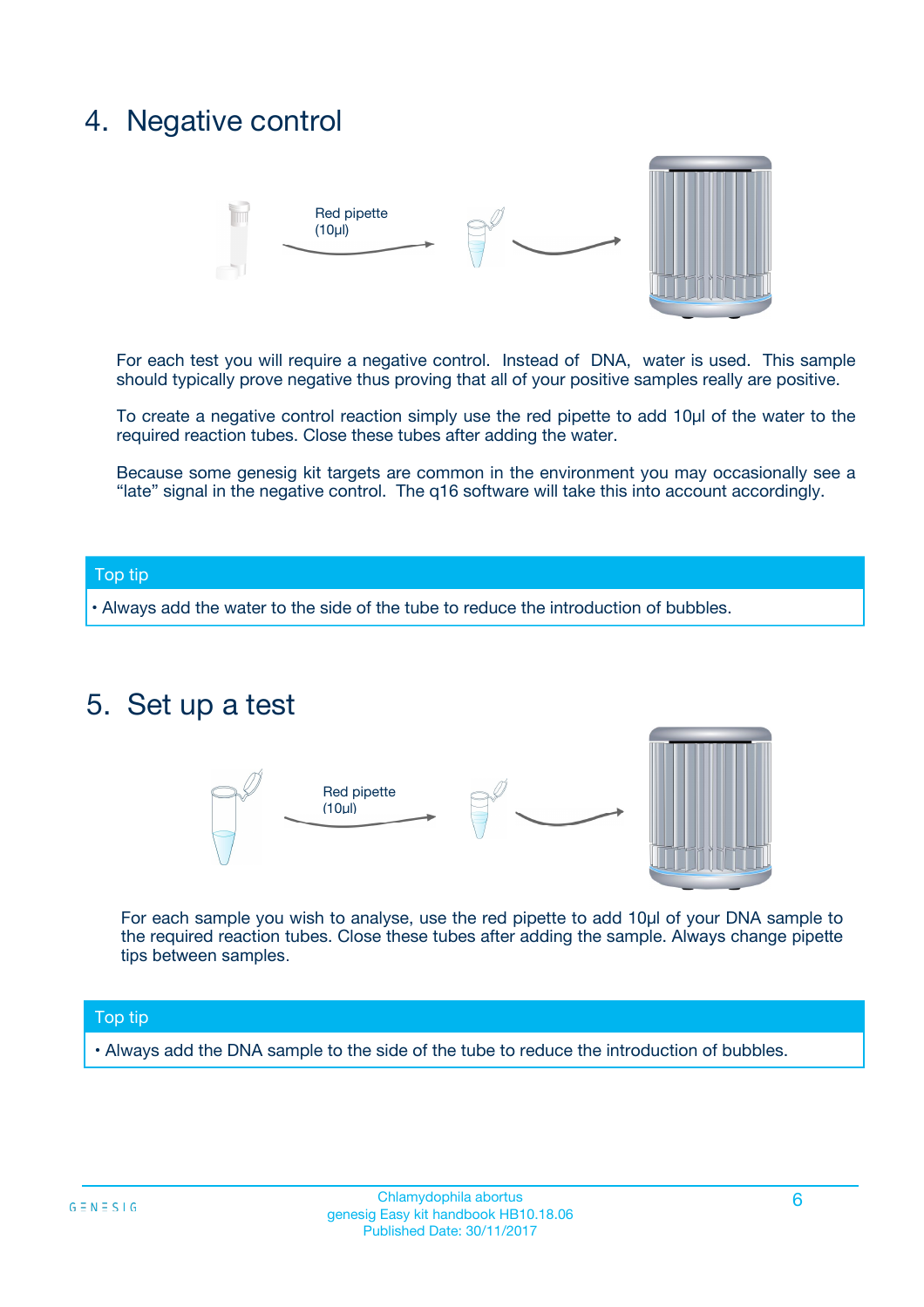## 4. Negative control

Red pipette (10µl)

For each test you will require a negative control. Instead of DNA, water is used. This sample should typically prove negative thus proving that all of your positive samples really are positive.

To create a negative control reaction simply use the red pipette to add 10µl of the water to the required reaction tubes. Close these tubes after adding the water.

Because some genesig kit targets are common in the environment you may occasionally see a "late" signal in the negative control. The q16 software will take this into account accordingly.

**Top tip**

- Always add the water to the side of the tube to reduce the introduction of bubbles.

## 5. Set up a test

Red pipette (10µl)

For each sample you wish to analyse, use the red pipette to add 10µl of your DNA sample to the required reaction tubes. Close these tubes after adding the sample. Always change pipette tips between samples.

**Top tip**

- Always add the DNA sample to the side of the tube to reduce the introduction of bubbles.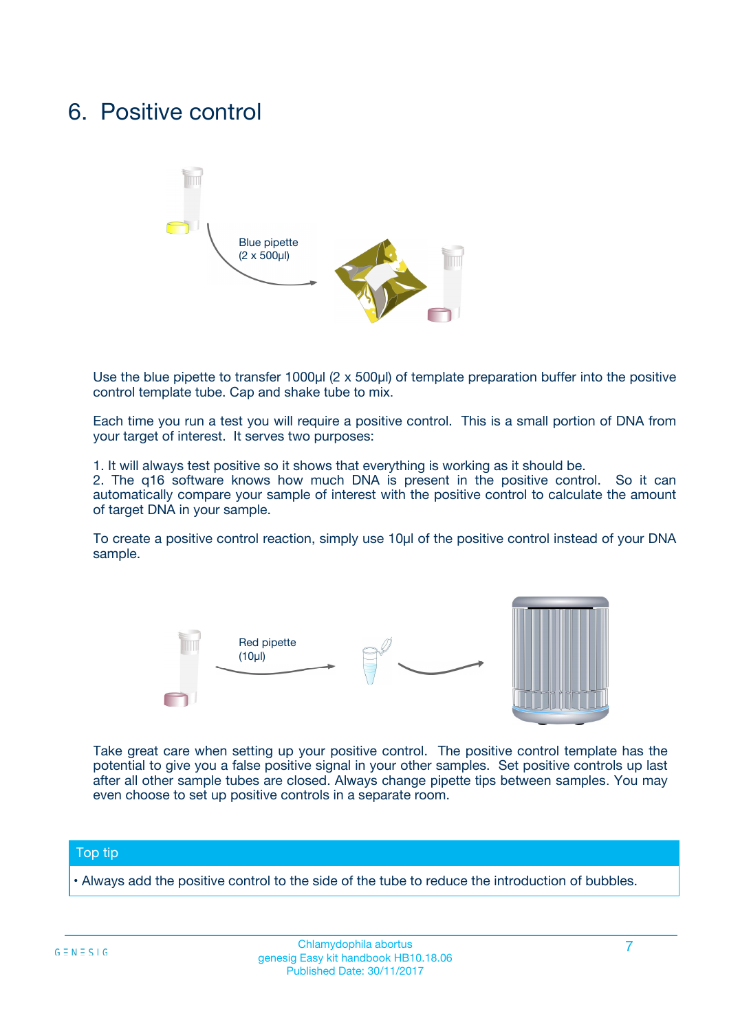# 6. Positive control

Blue pipette
(2 x 500µl)

Use the blue pipette to transfer 1000µl (2 x 500µl) of template preparation buffer into the positive control template tube. Cap and shake tube to mix.

Each time you run a test you will require a positive control. This is a small portion of DNA from your target of interest. It serves two purposes:

1. It will always test positive so it shows that everything is working as it should be.
2. The q16 software knows how much DNA is present in the positive control. So it can automatically compare your sample of interest with the positive control to calculate the amount of target DNA in your sample.

To create a positive control reaction, simply use 10µl of the positive control instead of your DNA sample.

Red pipette
(10µl)

Take great care when setting up your positive control. The positive control template has the potential to give you a false positive signal in your other samples. Set positive controls up last after all other sample tubes are closed. Always change pipette tips between samples. You may even choose to set up positive controls in a separate room.

**Top tip**

- Always add the positive control to the side of the tube to reduce the introduction of bubbles.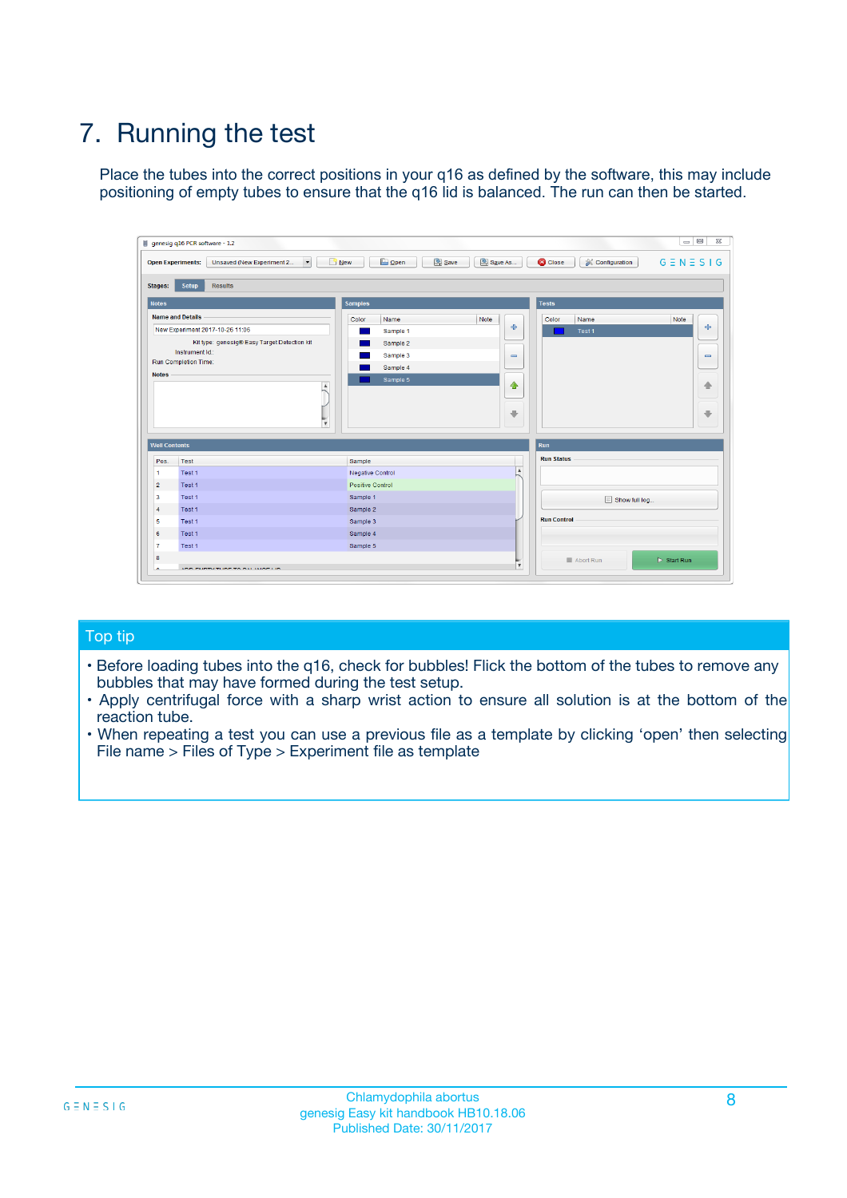# 7. Running the test

Place the tubes into the correct positions in your q16 as defined by the software, this may include positioning of empty tubes to ensure that the q16 lid is balanced. The run can then be started.

## Top tip

- Before loading tubes into the q16, check for bubbles! Flick the bottom of the tubes to remove any bubbles that may have formed during the test setup.
- Apply centrifugal force with a sharp wrist action to ensure all solution is at the bottom of the reaction tube.
- When repeating a test you can use a previous file as a template by clicking 'open' then selecting File name > Files of Type > Experiment file as template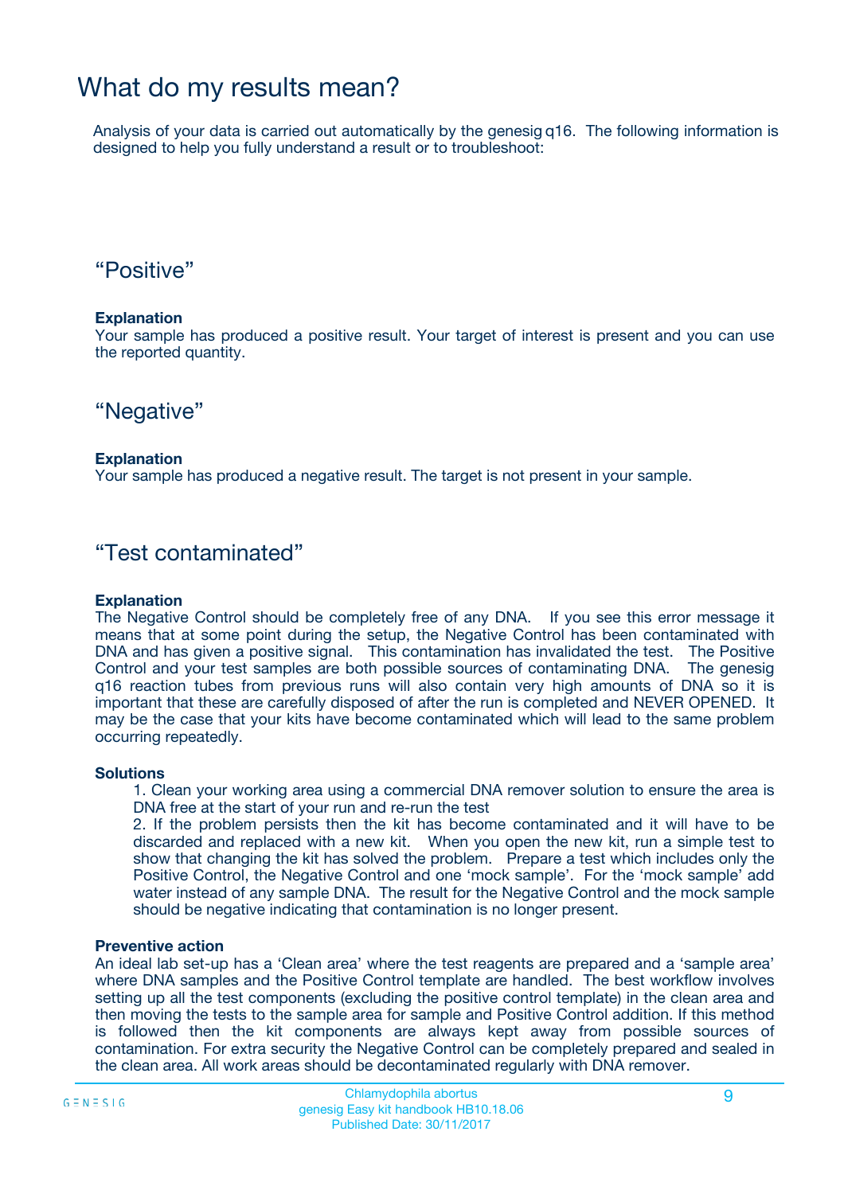# What do my results mean?

Analysis of your data is carried out automatically by the genesig q16. The following information is designed to help you fully understand a result or to troubleshoot:

## “Positive”

**Explanation**

Your sample has produced a positive result. Your target of interest is present and you can use the reported quantity.

## “Negative”

**Explanation**

Your sample has produced a negative result. The target is not present in your sample.

## “Test contaminated”

**Explanation**

The Negative Control should be completely free of any DNA. If you see this error message it means that at some point during the setup, the Negative Control has been contaminated with DNA and has given a positive signal. This contamination has invalidated the test. The Positive Control and your test samples are both possible sources of contaminating DNA. The genesig q16 reaction tubes from previous runs will also contain very high amounts of DNA so it is important that these are carefully disposed of after the run is completed and NEVER OPENED. It may be the case that your kits have become contaminated which will lead to the same problem occurring repeatedly.

**Solutions**

1. Clean your working area using a commercial DNA remover solution to ensure the area is DNA free at the start of your run and re-run the test
2. If the problem persists then the kit has become contaminated and it will have to be discarded and replaced with a new kit. When you open the new kit, run a simple test to show that changing the kit has solved the problem. Prepare a test which includes only the Positive Control, the Negative Control and one ‘mock sample’. For the ‘mock sample’ add water instead of any sample DNA. The result for the Negative Control and the mock sample should be negative indicating that contamination is no longer present.

**Preventive action**

An ideal lab set-up has a ‘Clean area’ where the test reagents are prepared and a ‘sample area’ where DNA samples and the Positive Control template are handled. The best workflow involves setting up all the test components (excluding the positive control template) in the clean area and then moving the tests to the sample area for sample and Positive Control addition. If this method is followed then the kit components are always kept away from possible sources of contamination. For extra security the Negative Control can be completely prepared and sealed in the clean area. All work areas should be decontaminated regularly with DNA remover.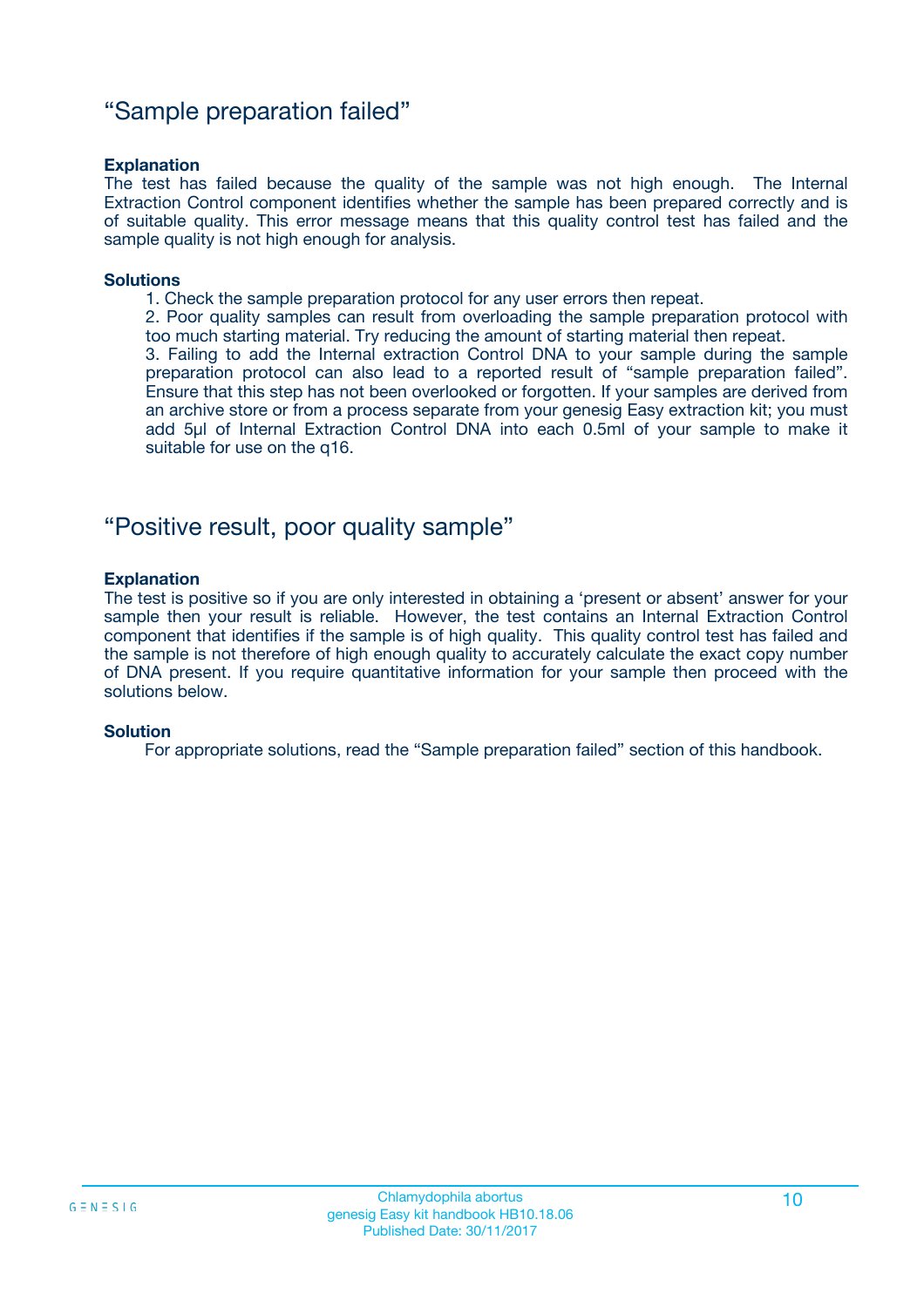## "Sample preparation failed"

**Explanation**

The test has failed because the quality of the sample was not high enough. The Internal Extraction Control component identifies whether the sample has been prepared correctly and is of suitable quality. This error message means that this quality control test has failed and the sample quality is not high enough for analysis.

**Solutions**

1. Check the sample preparation protocol for any user errors then repeat.
2. Poor quality samples can result from overloading the sample preparation protocol with too much starting material. Try reducing the amount of starting material then repeat.
3. Failing to add the Internal extraction Control DNA to your sample during the sample preparation protocol can also lead to a reported result of "sample preparation failed". Ensure that this step has not been overlooked or forgotten. If your samples are derived from an archive store or from a process separate from your genesig Easy extraction kit; you must add 5µl of Internal Extraction Control DNA into each 0.5ml of your sample to make it suitable for use on the q16.

## "Positive result, poor quality sample"

**Explanation**

The test is positive so if you are only interested in obtaining a 'present or absent' answer for your sample then your result is reliable. However, the test contains an Internal Extraction Control component that identifies if the sample is of high quality. This quality control test has failed and the sample is not therefore of high enough quality to accurately calculate the exact copy number of DNA present. If you require quantitative information for your sample then proceed with the solutions below.

**Solution**

For appropriate solutions, read the "Sample preparation failed" section of this handbook.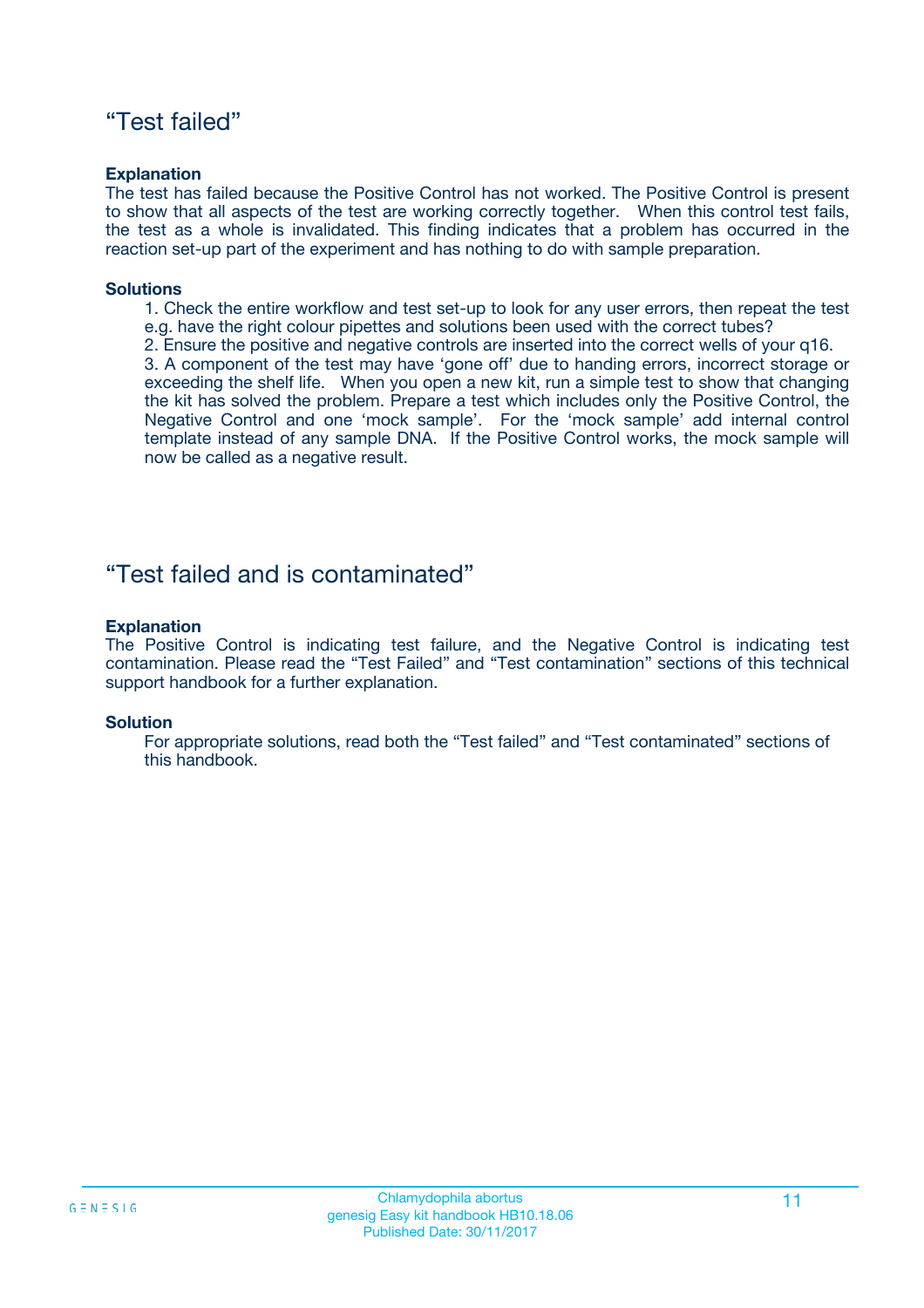## “Test failed”

**Explanation**

The test has failed because the Positive Control has not worked. The Positive Control is present to show that all aspects of the test are working correctly together. When this control test fails, the test as a whole is invalidated. This finding indicates that a problem has occurred in the reaction set-up part of the experiment and has nothing to do with sample preparation.

**Solutions**

1. Check the entire workflow and test set-up to look for any user errors, then repeat the test e.g. have the right colour pipettes and solutions been used with the correct tubes?
2. Ensure the positive and negative controls are inserted into the correct wells of your q16.
3. A component of the test may have ‘gone off’ due to handing errors, incorrect storage or exceeding the shelf life. When you open a new kit, run a simple test to show that changing the kit has solved the problem. Prepare a test which includes only the Positive Control, the Negative Control and one ‘mock sample’. For the ‘mock sample’ add internal control template instead of any sample DNA. If the Positive Control works, the mock sample will now be called as a negative result.

## “Test failed and is contaminated”

**Explanation**

The Positive Control is indicating test failure, and the Negative Control is indicating test contamination. Please read the “Test Failed” and “Test contamination” sections of this technical support handbook for a further explanation.

**Solution**

For appropriate solutions, read both the “Test failed” and “Test contaminated” sections of this handbook.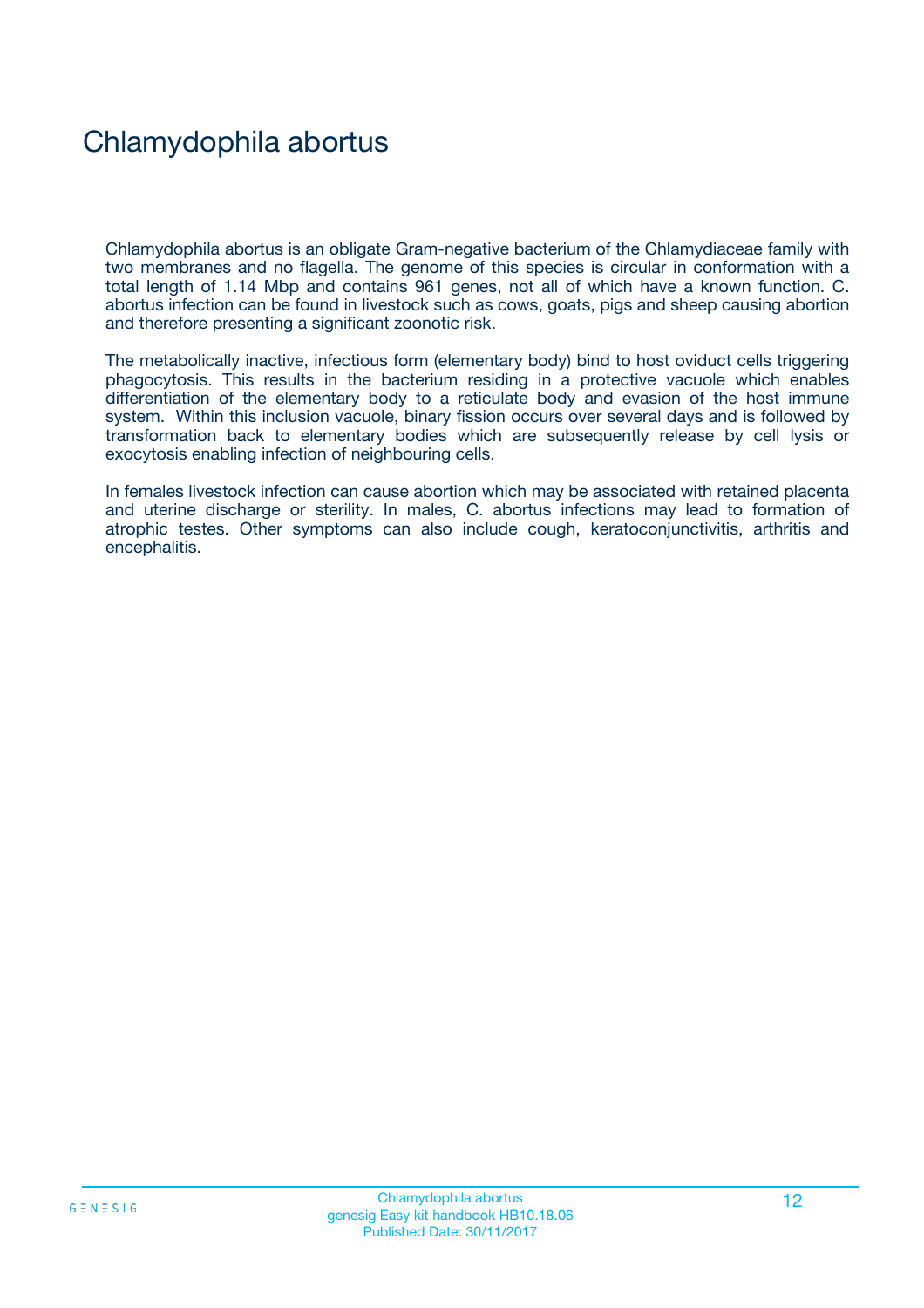# Chlamydophila abortus

Chlamydophila abortus is an obligate Gram-negative bacterium of the Chlamydiaceae family with two membranes and no flagella. The genome of this species is circular in conformation with a total length of 1.14 Mbp and contains 961 genes, not all of which have a known function. C. abortus infection can be found in livestock such as cows, goats, pigs and sheep causing abortion and therefore presenting a significant zoonotic risk.

The metabolically inactive, infectious form (elementary body) bind to host oviduct cells triggering phagocytosis. This results in the bacterium residing in a protective vacuole which enables differentiation of the elementary body to a reticulate body and evasion of the host immune system. Within this inclusion vacuole, binary fission occurs over several days and is followed by transformation back to elementary bodies which are subsequently release by cell lysis or exocytosis enabling infection of neighbouring cells.

In females livestock infection can cause abortion which may be associated with retained placenta and uterine discharge or sterility. In males, C. abortus infections may lead to formation of atrophic testes. Other symptoms can also include cough, keratoconjunctivitis, arthritis and encephalitis.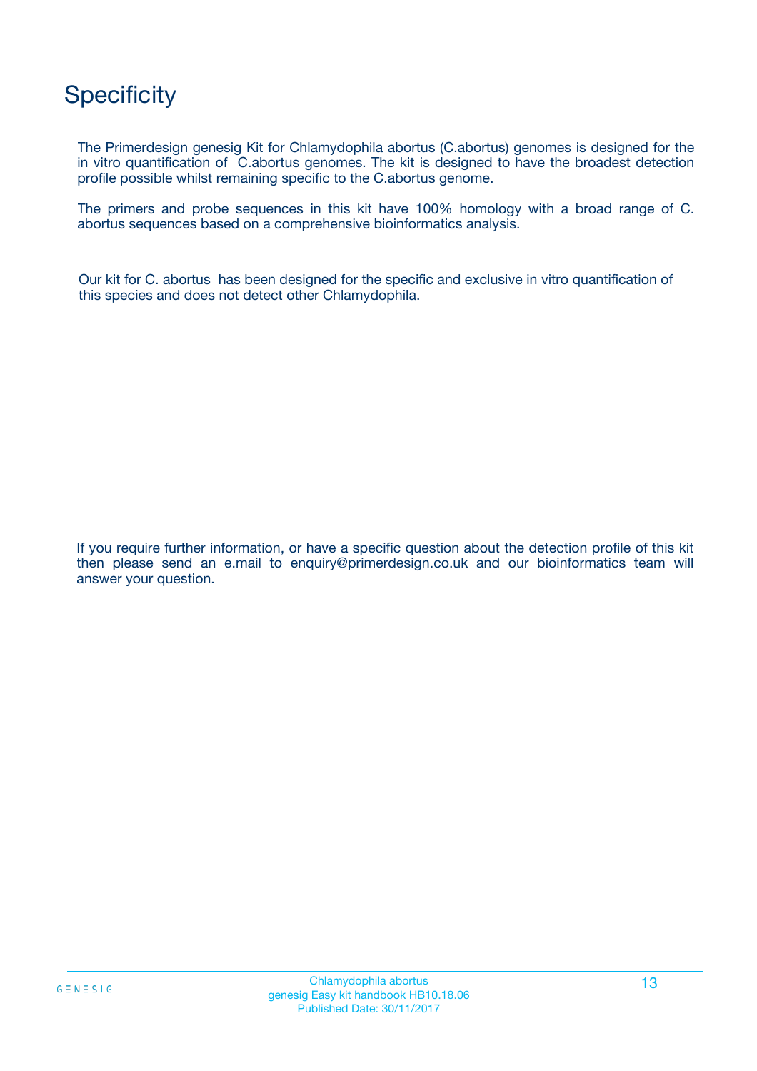# Specificity

The Primerdesign genesig Kit for Chlamydophila abortus (C.abortus) genomes is designed for the in vitro quantification of C.abortus genomes. The kit is designed to have the broadest detection profile possible whilst remaining specific to the C.abortus genome.

The primers and probe sequences in this kit have 100% homology with a broad range of C. abortus sequences based on a comprehensive bioinformatics analysis.

Our kit for C. abortus has been designed for the specific and exclusive in vitro quantification of this species and does not detect other Chlamydophila.

If you require further information, or have a specific question about the detection profile of this kit then please send an e.mail to enquiry@primerdesign.co.uk and our bioinformatics team will answer your question.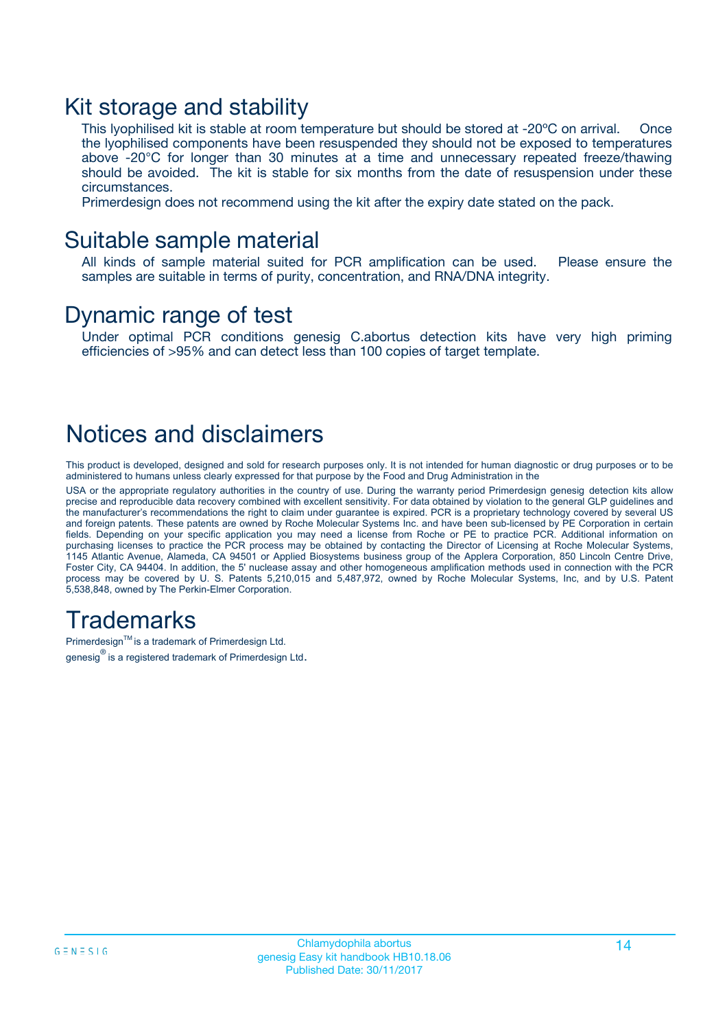## Kit storage and stability

This lyophilised kit is stable at room temperature but should be stored at -20ºC on arrival. Once the lyophilised components have been resuspended they should not be exposed to temperatures above -20°C for longer than 30 minutes at a time and unnecessary repeated freeze/thawing should be avoided. The kit is stable for six months from the date of resuspension under these circumstances.

Primerdesign does not recommend using the kit after the expiry date stated on the pack.

## Suitable sample material

All kinds of sample material suited for PCR amplification can be used. Please ensure the samples are suitable in terms of purity, concentration, and RNA/DNA integrity.

## Dynamic range of test

Under optimal PCR conditions genesig C.abortus detection kits have very high priming efficiencies of >95% and can detect less than 100 copies of target template.

# Notices and disclaimers

This product is developed, designed and sold for research purposes only. It is not intended for human diagnostic or drug purposes or to be administered to humans unless clearly expressed for that purpose by the Food and Drug Administration in the

USA or the appropriate regulatory authorities in the country of use. During the warranty period Primerdesign genesig detection kits allow precise and reproducible data recovery combined with excellent sensitivity. For data obtained by violation to the general GLP guidelines and the manufacturer's recommendations the right to claim under guarantee is expired. PCR is a proprietary technology covered by several US and foreign patents. These patents are owned by Roche Molecular Systems Inc. and have been sub-licensed by PE Corporation in certain fields. Depending on your specific application you may need a license from Roche or PE to practice PCR. Additional information on purchasing licenses to practice the PCR process may be obtained by contacting the Director of Licensing at Roche Molecular Systems, 1145 Atlantic Avenue, Alameda, CA 94501 or Applied Biosystems business group of the Applera Corporation, 850 Lincoln Centre Drive, Foster City, CA 94404. In addition, the 5' nuclease assay and other homogeneous amplification methods used in connection with the PCR process may be covered by U. S. Patents 5,210,015 and 5,487,972, owned by Roche Molecular Systems, Inc, and by U.S. Patent 5,538,848, owned by The Perkin-Elmer Corporation.

# Trademarks

Primerdesign™ is a trademark of Primerdesign Ltd.

genesig® is a registered trademark of Primerdesign Ltd.